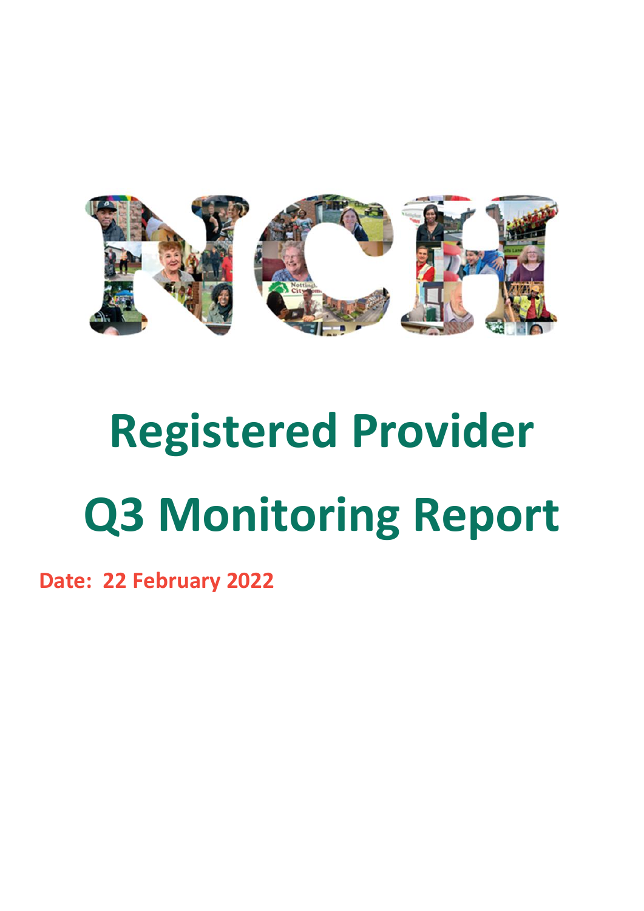# NCH

# Registered Provider Q3 Monitoring Report

**Date: 22 February 2022**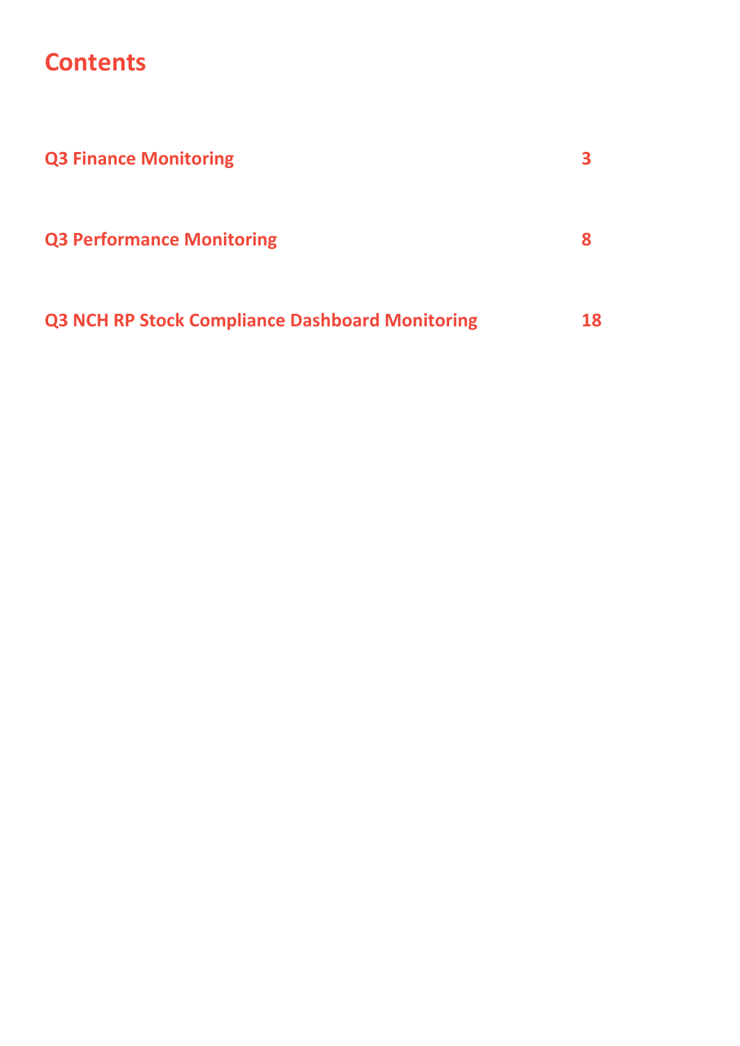# Contents

| | |
|---|---|
| **Q3 Finance Monitoring** | **3** |
| **Q3 Performance Monitoring** | **8** |
| **Q3 NCH RP Stock Compliance Dashboard Monitoring** | **18** |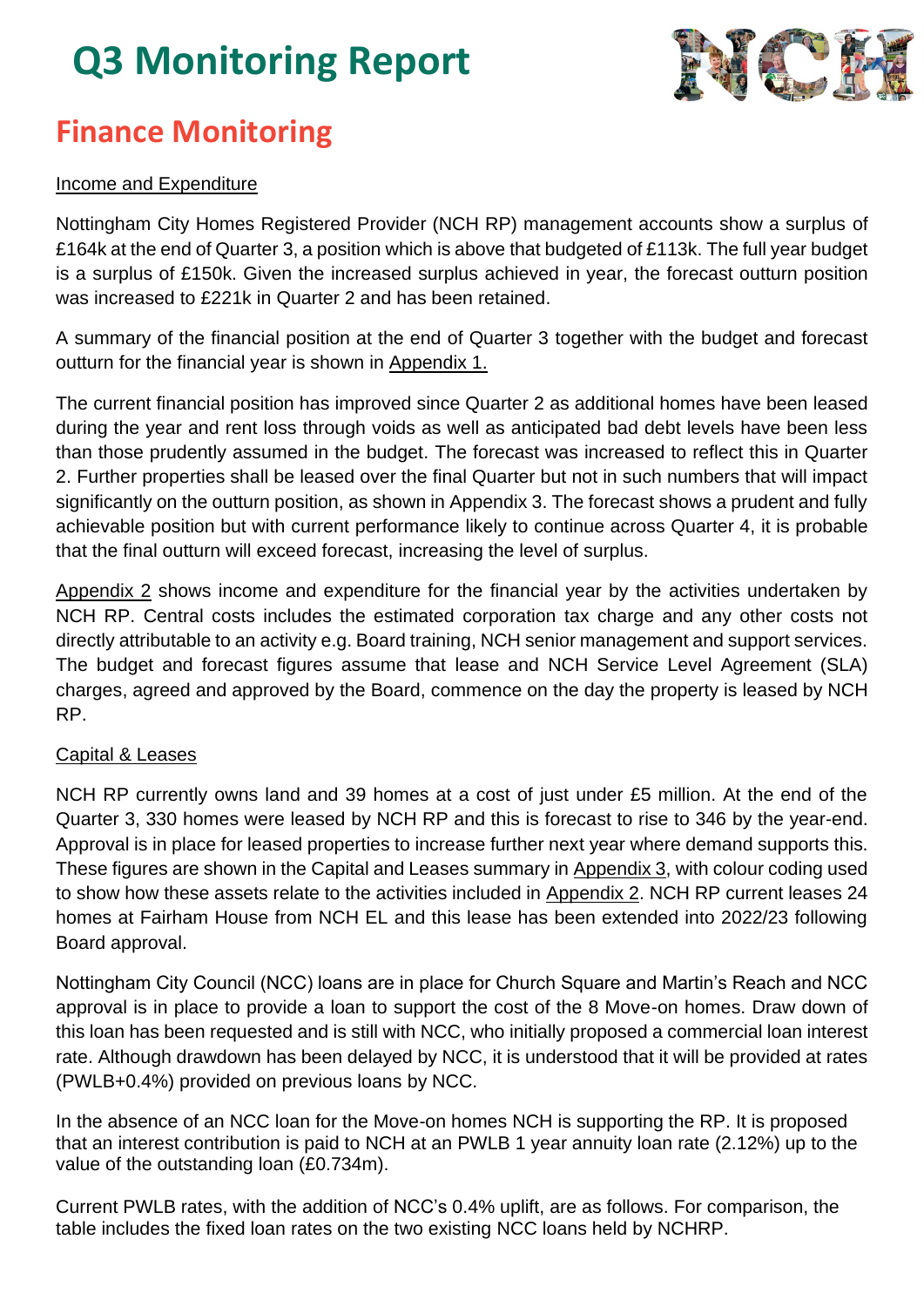# Q3 Monitoring Report

## Finance Monitoring

Income and Expenditure

Nottingham City Homes Registered Provider (NCH RP) management accounts show a surplus of £164k at the end of Quarter 3, a position which is above that budgeted of £113k. The full year budget is a surplus of £150k. Given the increased surplus achieved in year, the forecast outturn position was increased to £221k in Quarter 2 and has been retained.

A summary of the financial position at the end of Quarter 3 together with the budget and forecast outturn for the financial year is shown in Appendix 1.

The current financial position has improved since Quarter 2 as additional homes have been leased during the year and rent loss through voids as well as anticipated bad debt levels have been less than those prudently assumed in the budget. The forecast was increased to reflect this in Quarter 2. Further properties shall be leased over the final Quarter but not in such numbers that will impact significantly on the outturn position, as shown in Appendix 3. The forecast shows a prudent and fully achievable position but with current performance likely to continue across Quarter 4, it is probable that the final outturn will exceed forecast, increasing the level of surplus.

Appendix 2 shows income and expenditure for the financial year by the activities undertaken by NCH RP. Central costs includes the estimated corporation tax charge and any other costs not directly attributable to an activity e.g. Board training, NCH senior management and support services. The budget and forecast figures assume that lease and NCH Service Level Agreement (SLA) charges, agreed and approved by the Board, commence on the day the property is leased by NCH RP.

Capital & Leases

NCH RP currently owns land and 39 homes at a cost of just under £5 million. At the end of the Quarter 3, 330 homes were leased by NCH RP and this is forecast to rise to 346 by the year-end. Approval is in place for leased properties to increase further next year where demand supports this. These figures are shown in the Capital and Leases summary in Appendix 3, with colour coding used to show how these assets relate to the activities included in Appendix 2. NCH RP current leases 24 homes at Fairham House from NCH EL and this lease has been extended into 2022/23 following Board approval.

Nottingham City Council (NCC) loans are in place for Church Square and Martin's Reach and NCC approval is in place to provide a loan to support the cost of the 8 Move-on homes. Draw down of this loan has been requested and is still with NCC, who initially proposed a commercial loan interest rate. Although drawdown has been delayed by NCC, it is understood that it will be provided at rates (PWLB+0.4%) provided on previous loans by NCC.

In the absence of an NCC loan for the Move-on homes NCH is supporting the RP. It is proposed that an interest contribution is paid to NCH at an PWLB 1 year annuity loan rate (2.12%) up to the value of the outstanding loan (£0.734m).

Current PWLB rates, with the addition of NCC's 0.4% uplift, are as follows. For comparison, the table includes the fixed loan rates on the two existing NCC loans held by NCHRP.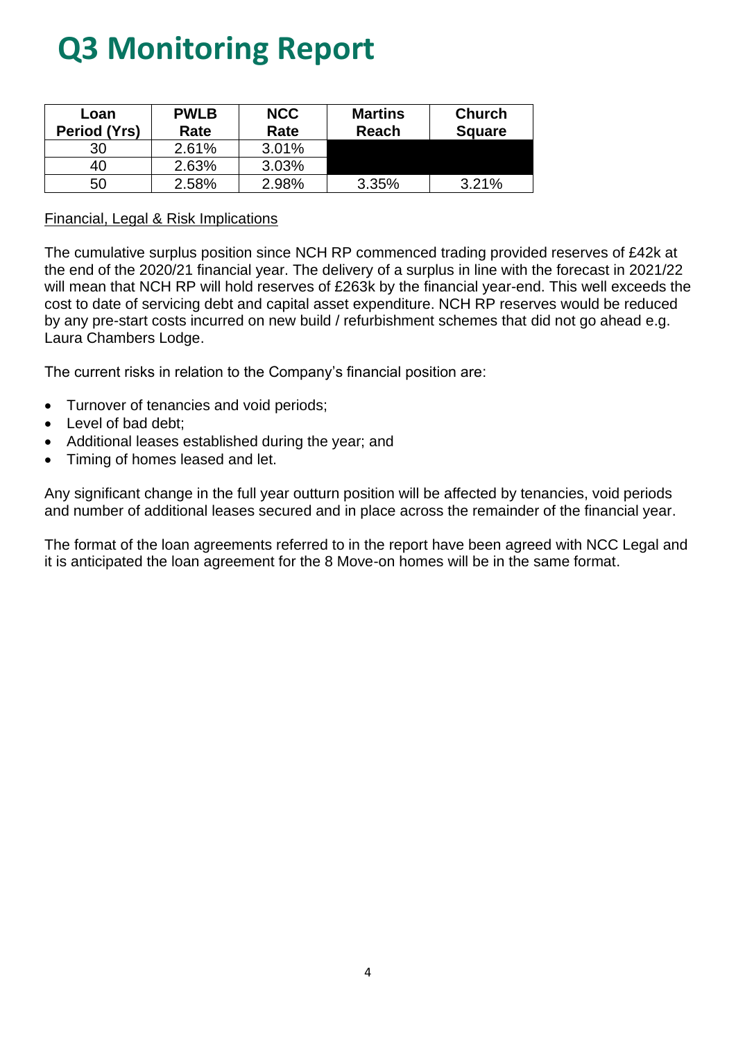# Q3 Monitoring Report

| Loan Period (Yrs) | PWLB Rate | NCC Rate | Martins Reach | Church Square |
|---|---|---|---|---|
| 30 | 2.61% | 3.01% | | |
| 40 | 2.63% | 3.03% | | |
| 50 | 2.58% | 2.98% | 3.35% | 3.21% |

Financial, Legal & Risk Implications

The cumulative surplus position since NCH RP commenced trading provided reserves of £42k at the end of the 2020/21 financial year. The delivery of a surplus in line with the forecast in 2021/22 will mean that NCH RP will hold reserves of £263k by the financial year-end. This well exceeds the cost to date of servicing debt and capital asset expenditure. NCH RP reserves would be reduced by any pre-start costs incurred on new build / refurbishment schemes that did not go ahead e.g. Laura Chambers Lodge.

The current risks in relation to the Company's financial position are:

- Turnover of tenancies and void periods;
- Level of bad debt;
- Additional leases established during the year; and
- Timing of homes leased and let.

Any significant change in the full year outturn position will be affected by tenancies, void periods and number of additional leases secured and in place across the remainder of the financial year.

The format of the loan agreements referred to in the report have been agreed with NCC Legal and it is anticipated the loan agreement for the 8 Move-on homes will be in the same format.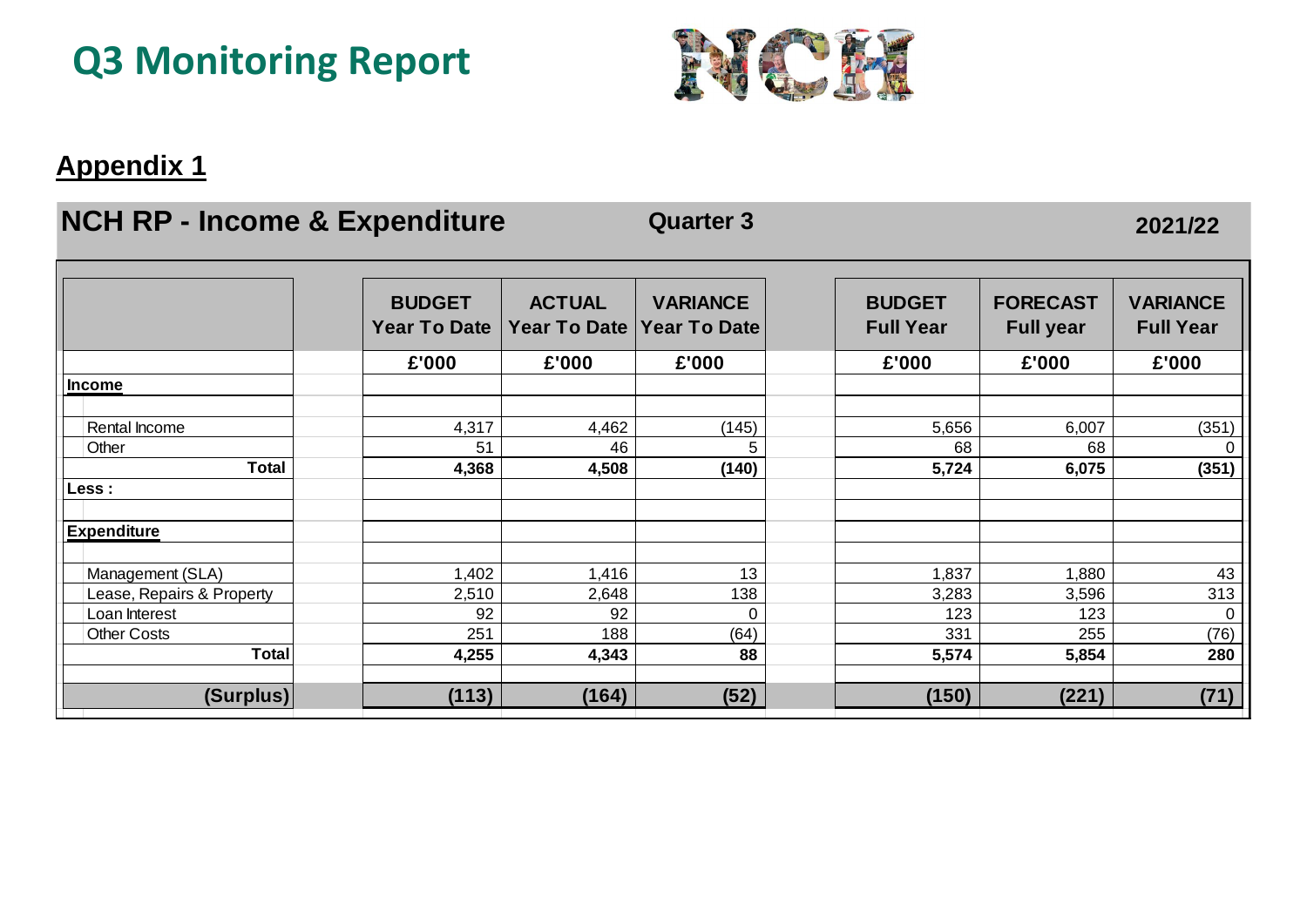# Q3 Monitoring Report

## Appendix 1

### NCH RP - Income & Expenditure — Quarter 3 — 2021/22

| | BUDGET Year To Date | ACTUAL Year To Date | VARIANCE Year To Date | BUDGET Full Year | FORECAST Full year | VARIANCE Full Year |
|---|---|---|---|---|---|---|
| | £'000 | £'000 | £'000 | £'000 | £'000 | £'000 |
| **Income** | | | | | | |
| Rental Income | 4,317 | 4,462 | (145) | 5,656 | 6,007 | (351) |
| Other | 51 | 46 | 5 | 68 | 68 | 0 |
| **Total** | **4,368** | **4,508** | **(140)** | **5,724** | **6,075** | **(351)** |
| **Less :** | | | | | | |
| **Expenditure** | | | | | | |
| Management (SLA) | 1,402 | 1,416 | 13 | 1,837 | 1,880 | 43 |
| Lease, Repairs & Property | 2,510 | 2,648 | 138 | 3,283 | 3,596 | 313 |
| Loan Interest | 92 | 92 | 0 | 123 | 123 | 0 |
| Other Costs | 251 | 188 | (64) | 331 | 255 | (76) |
| **Total** | **4,255** | **4,343** | **88** | **5,574** | **5,854** | **280** |
| **(Surplus)** | **(113)** | **(164)** | **(52)** | **(150)** | **(221)** | **(71)** |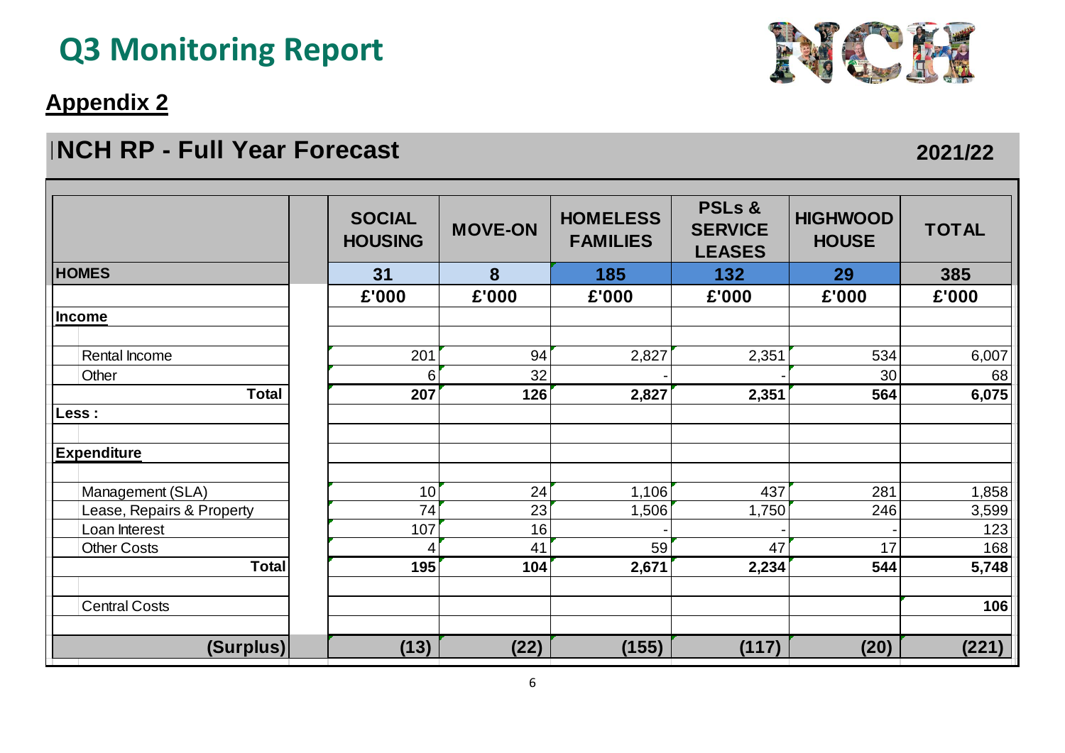# Q3 Monitoring Report

## Appendix 2

## NCH RP - Full Year Forecast 2021/22

| | SOCIAL HOUSING | MOVE-ON | HOMELESS FAMILIES | PSLs & SERVICE LEASES | HIGHWOOD HOUSE | TOTAL |
|---|---|---|---|---|---|---|
| **HOMES** | **31** | **8** | **185** | **132** | **29** | **385** |
| | **£'000** | **£'000** | **£'000** | **£'000** | **£'000** | **£'000** |
| **Income** | | | | | | |
| | | | | | | |
| Rental Income | 201 | 94 | 2,827 | 2,351 | 534 | 6,007 |
| Other | 6 | 32 | - | - | 30 | 68 |
| **Total** | **207** | **126** | **2,827** | **2,351** | **564** | **6,075** |
| **Less :** | | | | | | |
| | | | | | | |
| **Expenditure** | | | | | | |
| | | | | | | |
| Management (SLA) | 10 | 24 | 1,106 | 437 | 281 | 1,858 |
| Lease, Repairs & Property | 74 | 23 | 1,506 | 1,750 | 246 | 3,599 |
| Loan Interest | 107 | 16 | - | - | - | 123 |
| Other Costs | 4 | 41 | 59 | 47 | 17 | 168 |
| **Total** | **195** | **104** | **2,671** | **2,234** | **544** | **5,748** |
| | | | | | | |
| Central Costs | | | | | | **106** |
| | | | | | | |
| **(Surplus)** | **(13)** | **(22)** | **(155)** | **(117)** | **(20)** | **(221)** |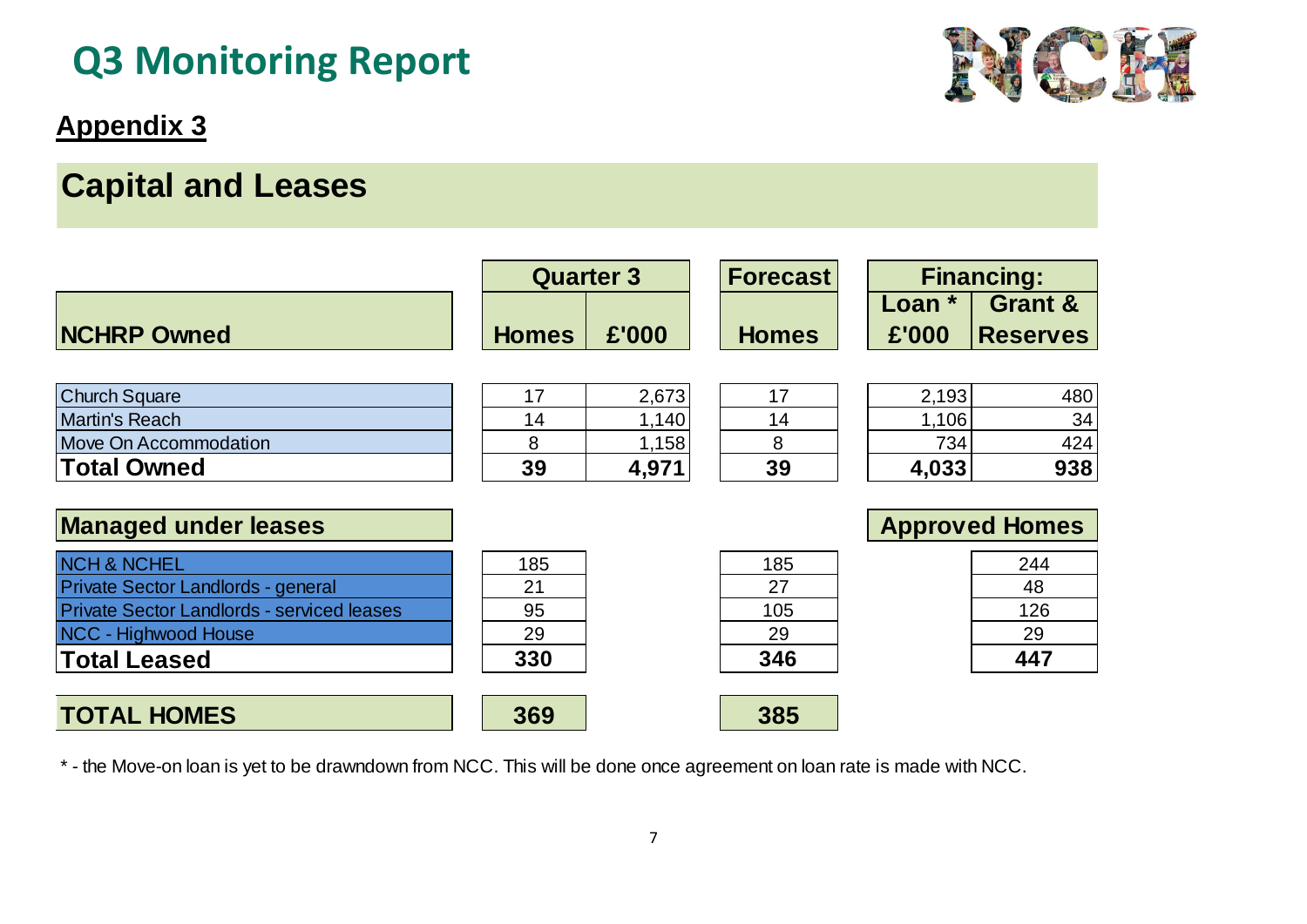# Q3 Monitoring Report

## Appendix 3

## Capital and Leases

| NCHRP Owned | Quarter 3 Homes | Quarter 3 £'000 | Forecast Homes | Financing: Loan * £'000 | Financing: Grant & Reserves |
|---|---|---|---|---|---|
| Church Square | 17 | 2,673 | 17 | 2,193 | 480 |
| Martin's Reach | 14 | 1,140 | 14 | 1,106 | 34 |
| Move On Accommodation | 8 | 1,158 | 8 | 734 | 424 |
| **Total Owned** | **39** | **4,971** | **39** | **4,033** | **938** |

| Managed under leases | Quarter 3 Homes | Forecast Homes | Approved Homes |
|---|---|---|---|
| NCH & NCHEL | 185 | 185 | 244 |
| Private Sector Landlords - general | 21 | 27 | 48 |
| Private Sector Landlords - serviced leases | 95 | 105 | 126 |
| NCC - Highwood House | 29 | 29 | 29 |
| **Total Leased** | **330** | **346** | **447** |
| **TOTAL HOMES** | **369** | **385** | |

* - the Move-on loan is yet to be drawndown from NCC. This will be done once agreement on loan rate is made with NCC.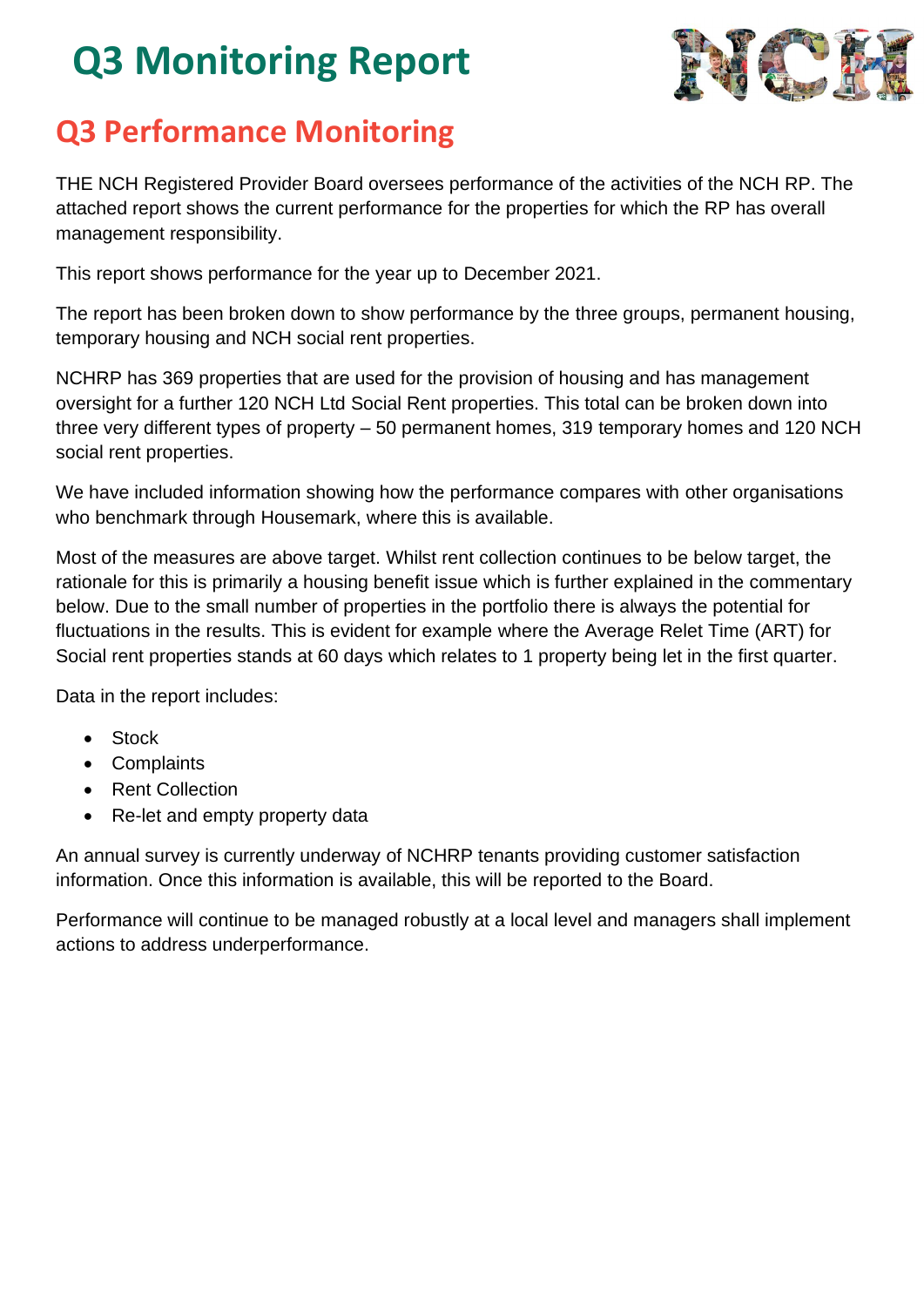# Q3 Monitoring Report

## Q3 Performance Monitoring

THE NCH Registered Provider Board oversees performance of the activities of the NCH RP. The attached report shows the current performance for the properties for which the RP has overall management responsibility.

This report shows performance for the year up to December 2021.

The report has been broken down to show performance by the three groups, permanent housing, temporary housing and NCH social rent properties.

NCHRP has 369 properties that are used for the provision of housing and has management oversight for a further 120 NCH Ltd Social Rent properties. This total can be broken down into three very different types of property – 50 permanent homes, 319 temporary homes and 120 NCH social rent properties.

We have included information showing how the performance compares with other organisations who benchmark through Housemark, where this is available.

Most of the measures are above target. Whilst rent collection continues to be below target, the rationale for this is primarily a housing benefit issue which is further explained in the commentary below. Due to the small number of properties in the portfolio there is always the potential for fluctuations in the results. This is evident for example where the Average Relet Time (ART) for Social rent properties stands at 60 days which relates to 1 property being let in the first quarter.

Data in the report includes:

- Stock
- Complaints
- Rent Collection
- Re-let and empty property data

An annual survey is currently underway of NCHRP tenants providing customer satisfaction information. Once this information is available, this will be reported to the Board.

Performance will continue to be managed robustly at a local level and managers shall implement actions to address underperformance.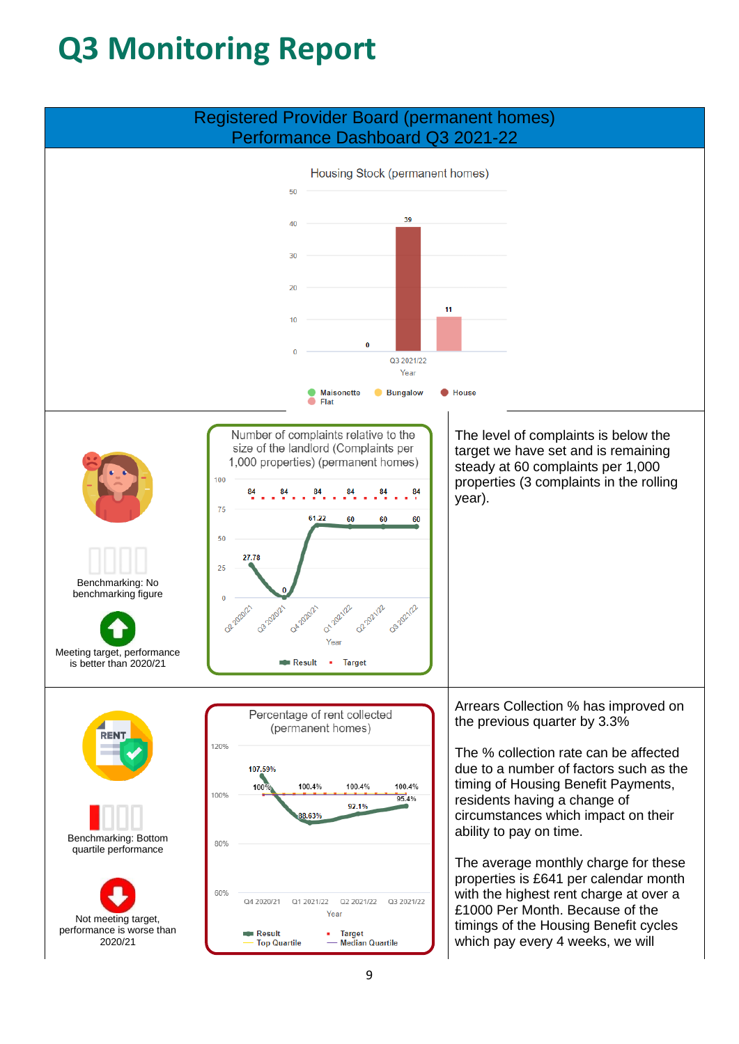# Q3 Monitoring Report

## Registered Provider Board (permanent homes) Performance Dashboard Q3 2021-22

Housing Stock (permanent homes)

| Year | Maisonette | Bungalow | House | Flat |
|---|---|---|---|---|
| Q3 2021/22 | 0 | | 39 | 11 |

Number of complaints relative to the size of the landlord (Complaints per 1,000 properties) (permanent homes)

| Year | Result | Target |
|---|---|---|
| Q2 2020/21 | 27.78 | 84 |
| Q3 2020/21 | 0 | 84 |
| Q4 2020/21 | 61.22 | 84 |
| Q1 2021/22 | 60 | 84 |
| Q2 2021/22 | 60 | 84 |
| Q3 2021/22 | 60 | 84 |

Benchmarking: No benchmarking figure

Meeting target, performance is better than 2020/21

The level of complaints is below the target we have set and is remaining steady at 60 complaints per 1,000 properties (3 complaints in the rolling year).

Percentage of rent collected (permanent homes)

| Year | Result | Target | Top Quartile | Median Quartile |
|---|---|---|---|---|
| Q4 2020/21 | 107.59% | 100% | | |
| Q1 2021/22 | 88.63% | 100.4% | | |
| Q2 2021/22 | 92.1% | 100.4% | | |
| Q3 2021/22 | 95.4% | 100.4% | | |

Benchmarking: Bottom quartile performance

Not meeting target, performance is worse than 2020/21

Arrears Collection % has improved on the previous quarter by 3.3%

The % collection rate can be affected due to a number of factors such as the timing of Housing Benefit Payments, residents having a change of circumstances which impact on their ability to pay on time.

The average monthly charge for these properties is £641 per calendar month with the highest rent charge at over a £1000 Per Month. Because of the timings of the Housing Benefit cycles which pay every 4 weeks, we will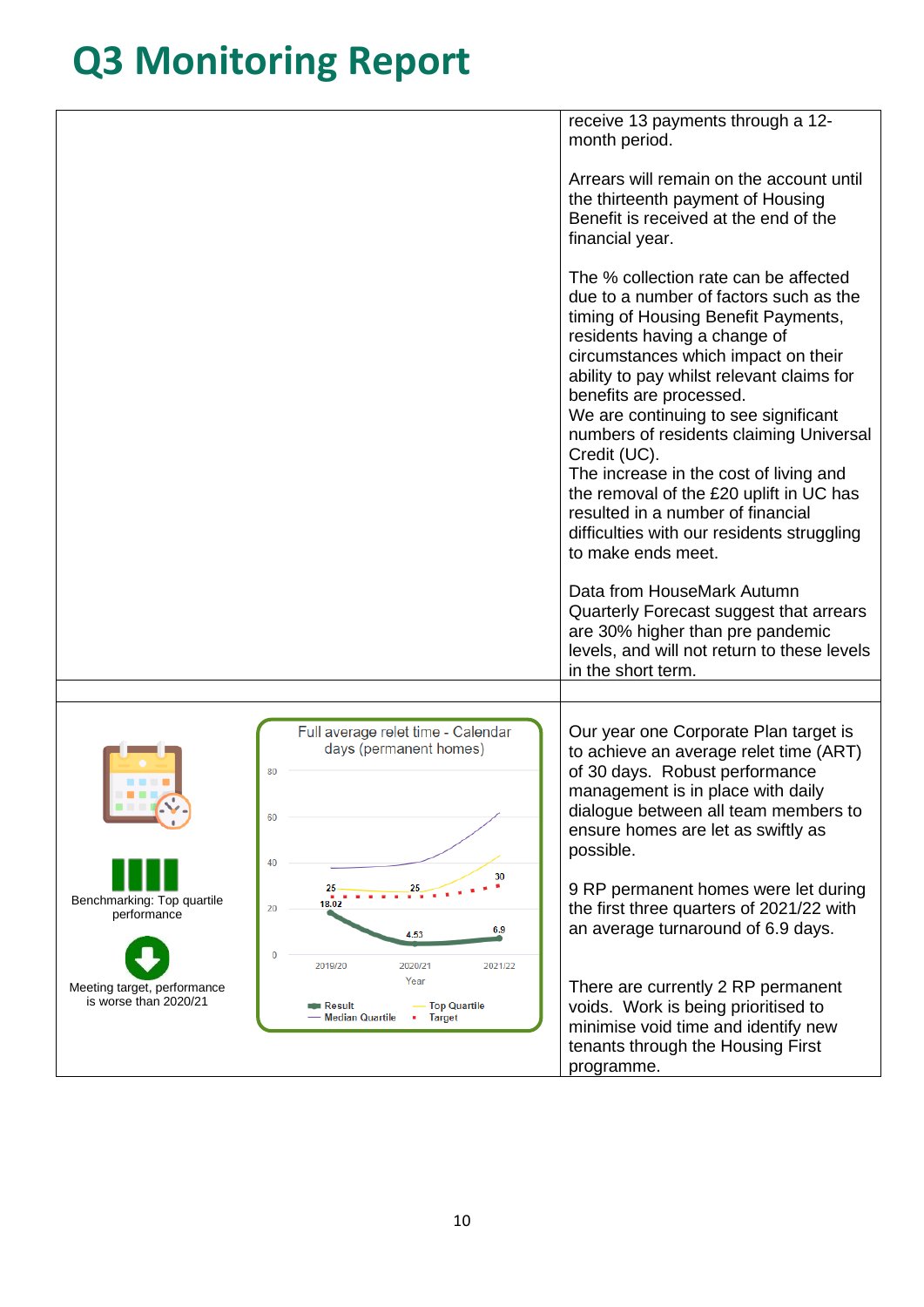# Q3 Monitoring Report

| | |
|---|---|
| | receive 13 payments through a 12-month period.<br><br>Arrears will remain on the account until the thirteenth payment of Housing Benefit is received at the end of the financial year.<br><br>The % collection rate can be affected due to a number of factors such as the timing of Housing Benefit Payments, residents having a change of circumstances which impact on their ability to pay whilst relevant claims for benefits are processed.<br>We are continuing to see significant numbers of residents claiming Universal Credit (UC).<br>The increase in the cost of living and the removal of the £20 uplift in UC has resulted in a number of financial difficulties with our residents struggling to make ends meet.<br><br>Data from HouseMark Autumn Quarterly Forecast suggest that arrears are 30% higher than pre pandemic levels, and will not return to these levels in the short term. |
| | |
| Benchmarking: Top quartile performance<br><br>Meeting target, performance is worse than 2020/21<br><br>Full average relet time - Calendar days (permanent homes)<br>Result: 2019/20: 18.02; 2020/21: 4.53; 2021/22: 6.9<br>Target: 2019/20: 25; 2020/21: 25; 2021/22: 30 | Our year one Corporate Plan target is to achieve an average relet time (ART) of 30 days. Robust performance management is in place with daily dialogue between all team members to ensure homes are let as swiftly as possible.<br><br>9 RP permanent homes were let during the first three quarters of 2021/22 with an average turnaround of 6.9 days.<br><br>There are currently 2 RP permanent voids. Work is being prioritised to minimise void time and identify new tenants through the Housing First programme. |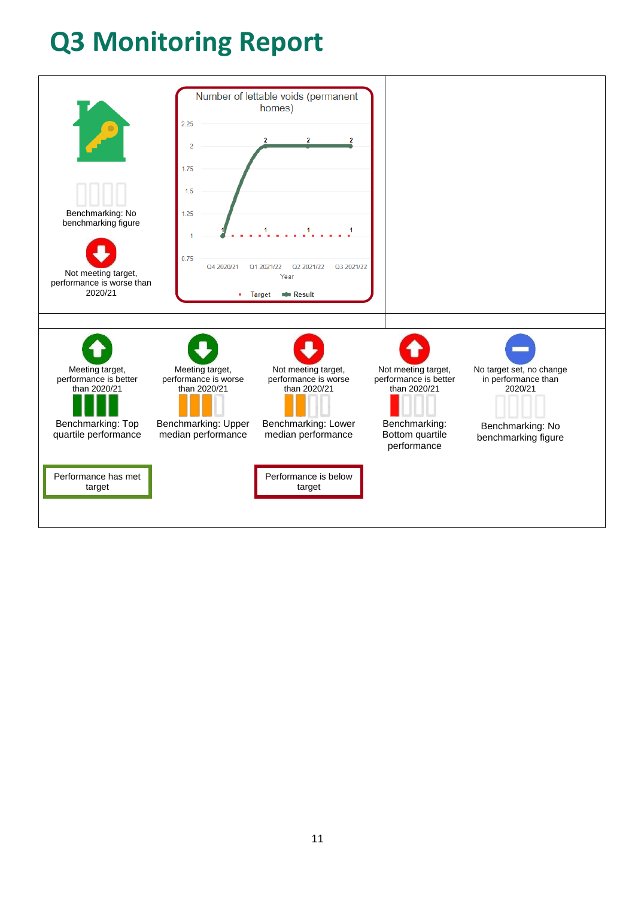# Q3 Monitoring Report

Benchmarking: No benchmarking figure

Not meeting target, performance is worse than 2020/21

**Number of lettable voids (permanent homes)**

| Year | Target | Result |
|---|---|---|
| Q4 2020/21 | 1 | 1 |
| Q1 2021/22 | 1 | 2 |
| Q2 2021/22 | 1 | 2 |
| Q3 2021/22 | 1 | 2 |

Meeting target, performance is better than 2020/21

Benchmarking: Top quartile performance

Meeting target, performance is worse than 2020/21

Benchmarking: Upper median performance

Not meeting target, performance is worse than 2020/21

Benchmarking: Lower median performance

Not meeting target, performance is better than 2020/21

Benchmarking: Bottom quartile performance

No target set, no change in performance than 2020/21

Benchmarking: No benchmarking figure

Performance has met target

Performance is below target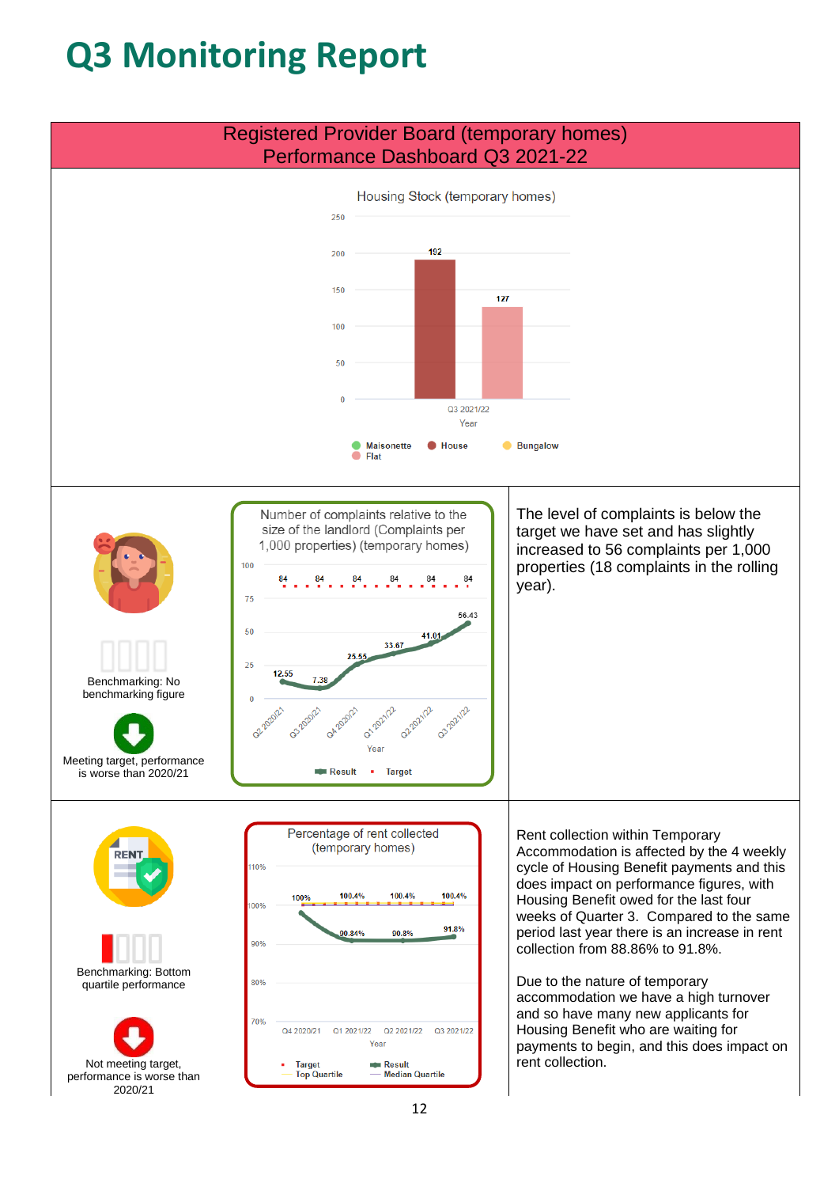# Q3 Monitoring Report

## Registered Provider Board (temporary homes) Performance Dashboard Q3 2021-22

**Housing Stock (temporary homes)**

| Year | House | Flat |
|---|---|---|
| Q3 2021/22 | 192 | 127 |

Legend: Maisonette, House, Bungalow, Flat

---

**Number of complaints relative to the size of the landlord (Complaints per 1,000 properties) (temporary homes)**

| Year | Result | Target |
|---|---|---|
| Q2 2020/21 | 12.55 | 84 |
| Q3 2020/21 | 7.38 | 84 |
| Q4 2020/21 | 25.55 | 84 |
| Q1 2021/22 | 33.67 | 84 |
| Q2 2021/22 | 41.01 | 84 |
| Q3 2021/22 | 56.43 | 84 |

Benchmarking: No benchmarking figure

Meeting target, performance is worse than 2020/21

The level of complaints is below the target we have set and has slightly increased to 56 complaints per 1,000 properties (18 complaints in the rolling year).

---

**Percentage of rent collected (temporary homes)**

| Year | Result | Target |
|---|---|---|
| Q4 2020/21 | | 100% |
| Q1 2021/22 | 90.84% | 100.4% |
| Q2 2021/22 | 90.8% | 100.4% |
| Q3 2021/22 | 91.8% | 100.4% |

Legend: Target, Result, Top Quartile, Median Quartile

Benchmarking: Bottom quartile performance

Not meeting target, performance is worse than 2020/21

Rent collection within Temporary Accommodation is affected by the 4 weekly cycle of Housing Benefit payments and this does impact on performance figures, with Housing Benefit owed for the last four weeks of Quarter 3. Compared to the same period last year there is an increase in rent collection from 88.86% to 91.8%.

Due to the nature of temporary accommodation we have a high turnover and so have many new applicants for Housing Benefit who are waiting for payments to begin, and this does impact on rent collection.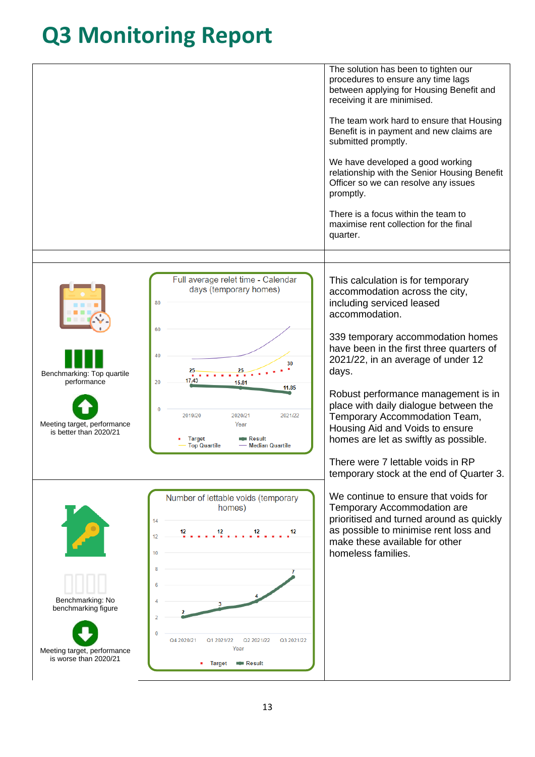# Q3 Monitoring Report

The solution has been to tighten our procedures to ensure any time lags between applying for Housing Benefit and receiving it are minimised.

The team work hard to ensure that Housing Benefit is in payment and new claims are submitted promptly.

We have developed a good working relationship with the Senior Housing Benefit Officer so we can resolve any issues promptly.

There is a focus within the team to maximise rent collection for the final quarter.

---

Benchmarking: Top quartile performance

Meeting target, performance is better than 2020/21

**Full average relet time - Calendar days (temporary homes)**

| Year | Target | Result |
|---|---|---|
| 2019/20 | 25 | 17.43 |
| 2020/21 | 25 | 15.81 |
| 2021/22 | 30 | 11.85 |

Legend: Target, Result, Top Quartile, Median Quartile

This calculation is for temporary accommodation across the city, including serviced leased accommodation.

339 temporary accommodation homes have been in the first three quarters of 2021/22, in an average of under 12 days.

Robust performance management is in place with daily dialogue between the Temporary Accommodation Team, Housing Aid and Voids to ensure homes are let as swiftly as possible.

---

Benchmarking: No benchmarking figure

Meeting target, performance is worse than 2020/21

**Number of lettable voids (temporary homes)**

| Year | Target | Result |
|---|---|---|
| Q4 2020/21 | 12 | 2 |
| Q1 2021/22 | 12 | 3 |
| Q2 2021/22 | 12 | 4 |
| Q3 2021/22 | 12 | 7 |

There were 7 lettable voids in RP temporary stock at the end of Quarter 3.

We continue to ensure that voids for Temporary Accommodation are prioritised and turned around as quickly as possible to minimise rent loss and make these available for other homeless families.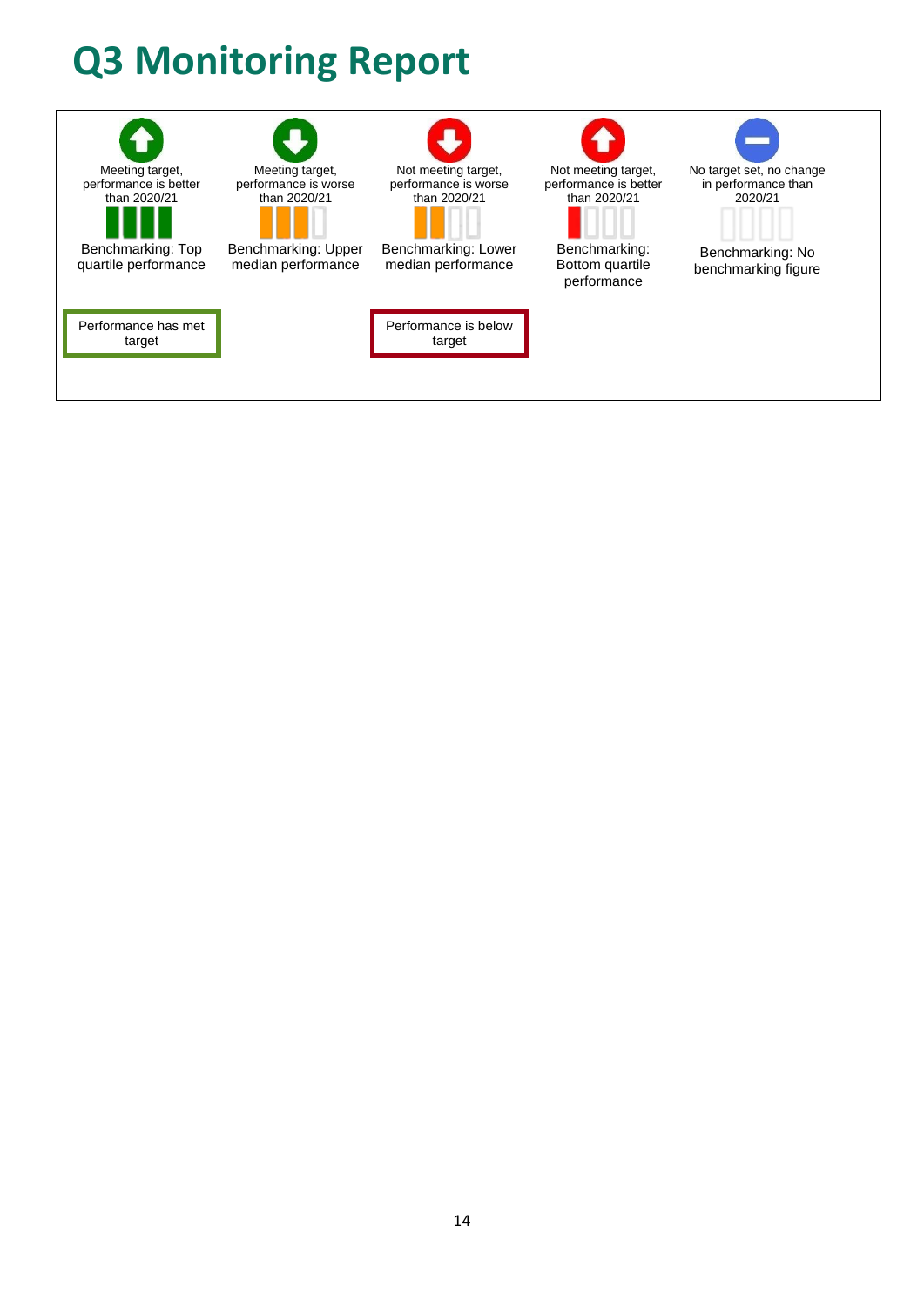# Q3 Monitoring Report

| Meeting target, performance is better than 2020/21 | Meeting target, performance is worse than 2020/21 | Not meeting target, performance is worse than 2020/21 | Not meeting target, performance is better than 2020/21 | No target set, no change in performance than 2020/21 |
|---|---|---|---|---|
| Benchmarking: Top quartile performance | Benchmarking: Upper median performance | Benchmarking: Lower median performance | Benchmarking: Bottom quartile performance | Benchmarking: No benchmarking figure |

Performance has met target

Performance is below target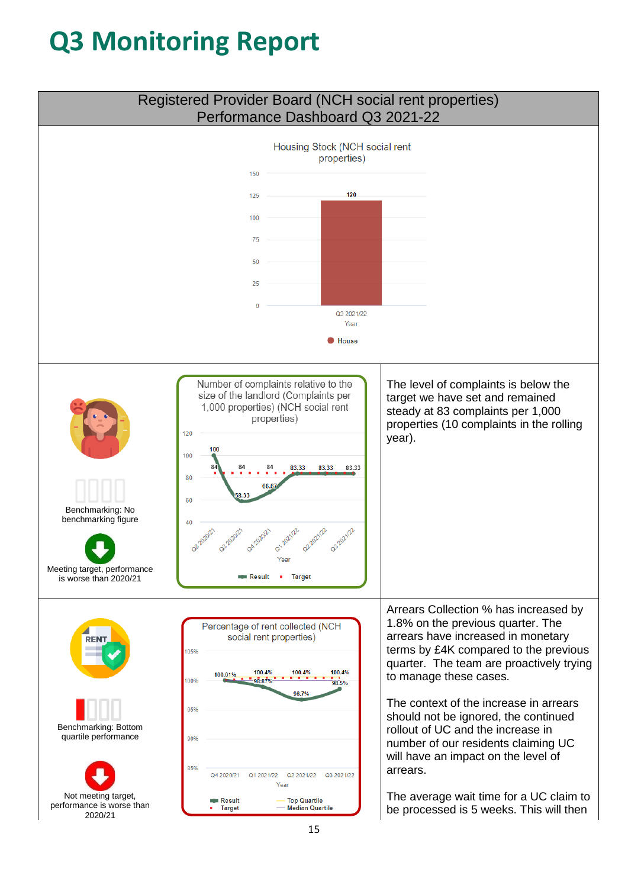# Q3 Monitoring Report

Registered Provider Board (NCH social rent properties)
Performance Dashboard Q3 2021-22

**Housing Stock (NCH social rent properties)**

| Year | House |
|---|---|
| Q3 2021/22 | 120 |

---

Benchmarking: No benchmarking figure

Meeting target, performance is worse than 2020/21

**Number of complaints relative to the size of the landlord (Complaints per 1,000 properties) (NCH social rent properties)**

| Year | Result | Target |
|---|---|---|
| Q2 2020/21 | 100 | 84 |
| Q3 2020/21 | 58.33 | 84 |
| Q4 2020/21 | 66.67 | 84 |
| Q1 2021/22 | 83.33 | 83.33 |
| Q2 2021/22 | 83.33 | 83.33 |
| Q3 2021/22 | 83.33 | 83.33 |

The level of complaints is below the target we have set and remained steady at 83 complaints per 1,000 properties (10 complaints in the rolling year).

---

Benchmarking: Bottom quartile performance

Not meeting target, performance is worse than 2020/21

**Percentage of rent collected (NCH social rent properties)**

| Year | Result | Target |
|---|---|---|
| Q4 2020/21 | 100.01% | |
| Q1 2021/22 | 98.87% | 100.4% |
| Q2 2021/22 | 96.7% | 100.4% |
| Q3 2021/22 | 98.5% | 100.4% |

Legend: Result, Target, Top Quartile, Median Quartile

Arrears Collection % has increased by 1.8% on the previous quarter. The arrears have increased in monetary terms by £4K compared to the previous quarter. The team are proactively trying to manage these cases.

The context of the increase in arrears should not be ignored, the continued rollout of UC and the increase in number of our residents claiming UC will have an impact on the level of arrears.

The average wait time for a UC claim to be processed is 5 weeks. This will then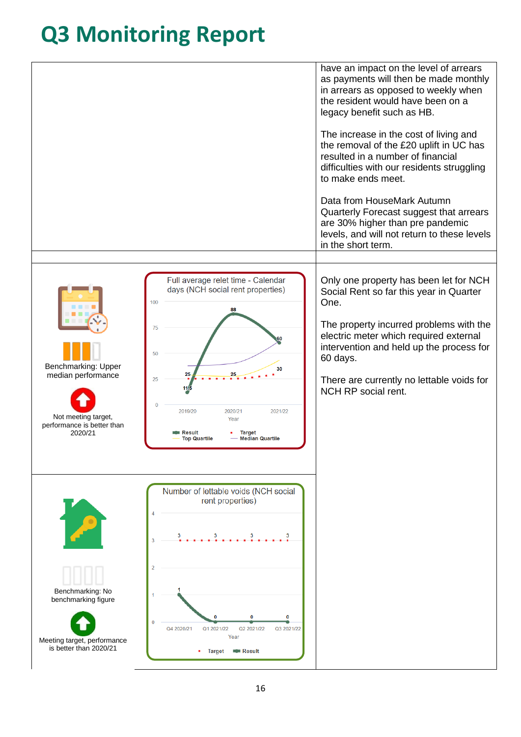# Q3 Monitoring Report

have an impact on the level of arrears as payments will then be made monthly in arrears as opposed to weekly when the resident would have been on a legacy benefit such as HB.

The increase in the cost of living and the removal of the £20 uplift in UC has resulted in a number of financial difficulties with our residents struggling to make ends meet.

Data from HouseMark Autumn Quarterly Forecast suggest that arrears are 30% higher than pre pandemic levels, and will not return to these levels in the short term.

Benchmarking: Upper median performance

Not meeting target, performance is better than 2020/21

**Full average relet time - Calendar days (NCH social rent properties)**

| Year | Result | Target | Top Quartile | Median Quartile |
|---|---|---|---|---|
| 2019/20 | 11.5 | 25 | | |
| 2020/21 | 88 | 25 | | |
| 2021/22 | 60 | | 30 | |

Only one property has been let for NCH Social Rent so far this year in Quarter One.

The property incurred problems with the electric meter which required external intervention and held up the process for 60 days.

There are currently no lettable voids for NCH RP social rent.

Benchmarking: No benchmarking figure

Meeting target, performance is better than 2020/21

**Number of lettable voids (NCH social rent properties)**

| Year | Target | Result |
|---|---|---|
| Q4 2020/21 | 3 | 1 |
| Q1 2021/22 | 3 | 0 |
| Q2 2021/22 | 3 | 0 |
| Q3 2021/22 | 3 | 0 |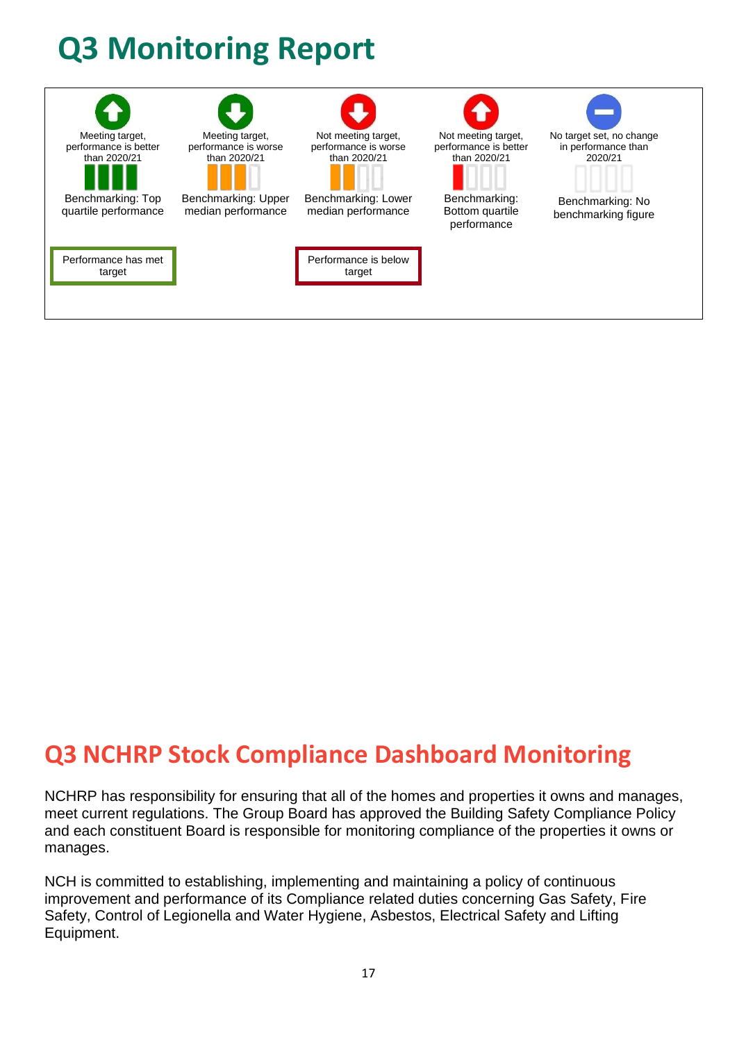# Q3 Monitoring Report

| Meeting target, performance is better than 2020/21 | Meeting target, performance is worse than 2020/21 | Not meeting target, performance is worse than 2020/21 | Not meeting target, performance is better than 2020/21 | No target set, no change in performance than 2020/21 |
|---|---|---|---|---|
| Benchmarking: Top quartile performance | Benchmarking: Upper median performance | Benchmarking: Lower median performance | Benchmarking: Bottom quartile performance | Benchmarking: No benchmarking figure |
| Performance has met target | | Performance is below target | | |

## Q3 NCHRP Stock Compliance Dashboard Monitoring

NCHRP has responsibility for ensuring that all of the homes and properties it owns and manages, meet current regulations. The Group Board has approved the Building Safety Compliance Policy and each constituent Board is responsible for monitoring compliance of the properties it owns or manages.

NCH is committed to establishing, implementing and maintaining a policy of continuous improvement and performance of its Compliance related duties concerning Gas Safety, Fire Safety, Control of Legionella and Water Hygiene, Asbestos, Electrical Safety and Lifting Equipment.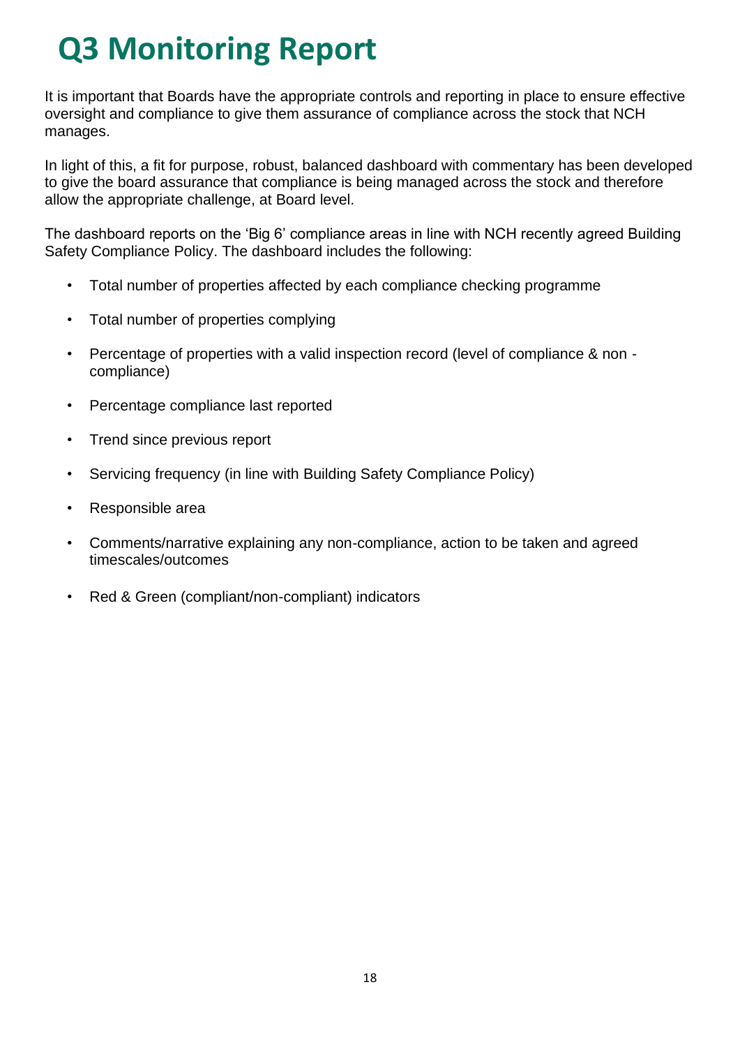# Q3 Monitoring Report

It is important that Boards have the appropriate controls and reporting in place to ensure effective oversight and compliance to give them assurance of compliance across the stock that NCH manages.

In light of this, a fit for purpose, robust, balanced dashboard with commentary has been developed to give the board assurance that compliance is being managed across the stock and therefore allow the appropriate challenge, at Board level.

The dashboard reports on the 'Big 6' compliance areas in line with NCH recently agreed Building Safety Compliance Policy. The dashboard includes the following:

- Total number of properties affected by each compliance checking programme
- Total number of properties complying
- Percentage of properties with a valid inspection record (level of compliance & non - compliance)
- Percentage compliance last reported
- Trend since previous report
- Servicing frequency (in line with Building Safety Compliance Policy)
- Responsible area
- Comments/narrative explaining any non-compliance, action to be taken and agreed timescales/outcomes
- Red & Green (compliant/non-compliant) indicators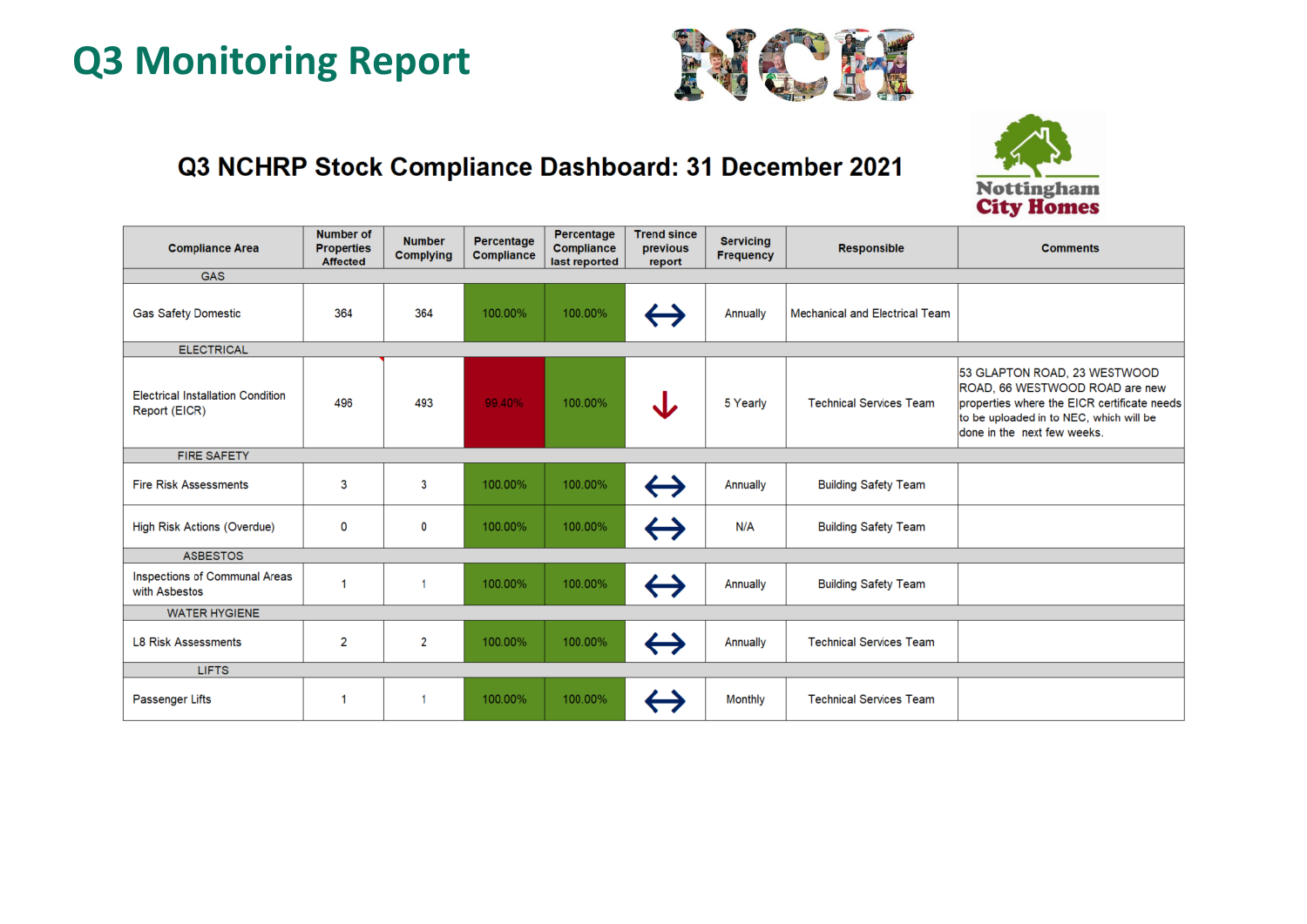# Q3 Monitoring Report

## Q3 NCHRP Stock Compliance Dashboard: 31 December 2021

| Compliance Area | Number of Properties Affected | Number Complying | Percentage Compliance | Percentage Compliance last reported | Trend since previous report | Servicing Frequency | Responsible | Comments |
|---|---|---|---|---|---|---|---|---|
| GAS | | | | | | | | |
| Gas Safety Domestic | 364 | 364 | 100.00% | 100.00% | ↔ | Annually | Mechanical and Electrical Team | |
| ELECTRICAL | | | | | | | | |
| Electrical Installation Condition Report (EICR) | 496 | 493 | 99.40% | 100.00% | ↓ | 5 Yearly | Technical Services Team | 53 GLAPTON ROAD, 23 WESTWOOD ROAD, 66 WESTWOOD ROAD are new properties where the EICR certificate needs to be uploaded in to NEC, which will be done in the next few weeks. |
| FIRE SAFETY | | | | | | | | |
| Fire Risk Assessments | 3 | 3 | 100.00% | 100.00% | ↔ | Annually | Building Safety Team | |
| High Risk Actions (Overdue) | 0 | 0 | 100.00% | 100.00% | ↔ | N/A | Building Safety Team | |
| ASBESTOS | | | | | | | | |
| Inspections of Communal Areas with Asbestos | 1 | 1 | 100.00% | 100.00% | ↔ | Annually | Building Safety Team | |
| WATER HYGIENE | | | | | | | | |
| L8 Risk Assessments | 2 | 2 | 100.00% | 100.00% | ↔ | Annually | Technical Services Team | |
| LIFTS | | | | | | | | |
| Passenger Lifts | 1 | 1 | 100.00% | 100.00% | ↔ | Monthly | Technical Services Team | |